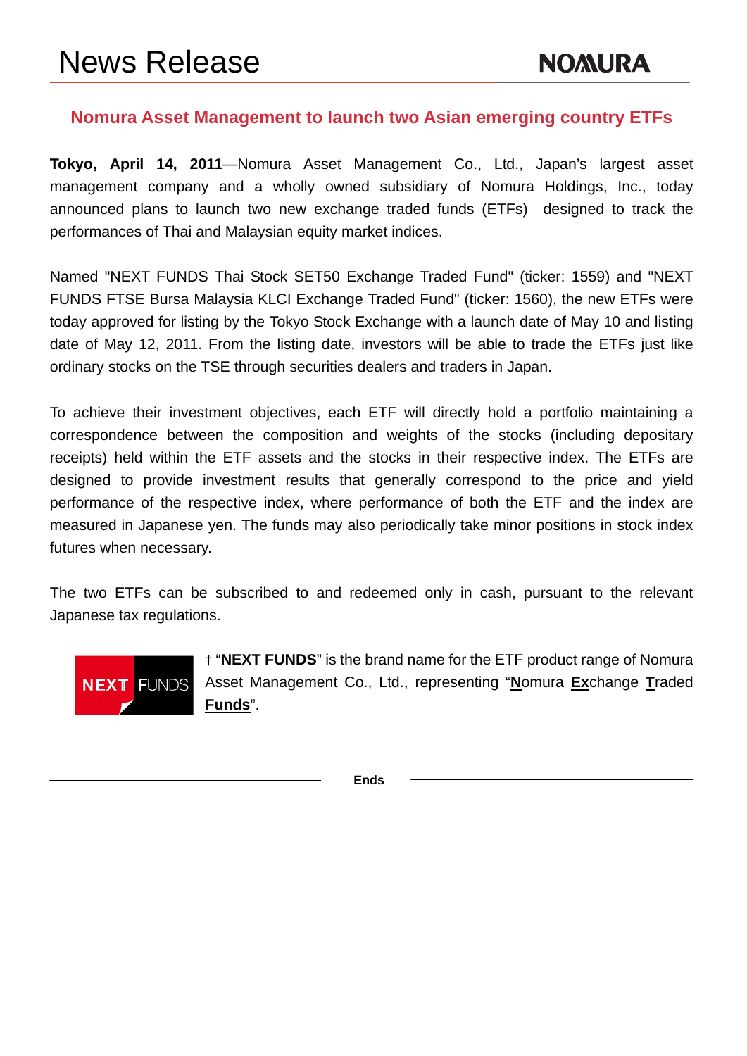# News Release

## Nomura Asset Management to launch two Asian emerging country ETFs

**Tokyo, April 14, 2011**—Nomura Asset Management Co., Ltd., Japan's largest asset management company and a wholly owned subsidiary of Nomura Holdings, Inc., today announced plans to launch two new exchange traded funds (ETFs) designed to track the performances of Thai and Malaysian equity market indices.

Named "NEXT FUNDS Thai Stock SET50 Exchange Traded Fund" (ticker: 1559) and "NEXT FUNDS FTSE Bursa Malaysia KLCI Exchange Traded Fund" (ticker: 1560), the new ETFs were today approved for listing by the Tokyo Stock Exchange with a launch date of May 10 and listing date of May 12, 2011. From the listing date, investors will be able to trade the ETFs just like ordinary stocks on the TSE through securities dealers and traders in Japan.

To achieve their investment objectives, each ETF will directly hold a portfolio maintaining a correspondence between the composition and weights of the stocks (including depositary receipts) held within the ETF assets and the stocks in their respective index. The ETFs are designed to provide investment results that generally correspond to the price and yield performance of the respective index, where performance of both the ETF and the index are measured in Japanese yen. The funds may also periodically take minor positions in stock index futures when necessary.

The two ETFs can be subscribed to and redeemed only in cash, pursuant to the relevant Japanese tax regulations.

NEXT FUNDS

† "**NEXT FUNDS**" is the brand name for the ETF product range of Nomura Asset Management Co., Ltd., representing "**N**omura **Ex**change **T**raded **Funds**".

**Ends**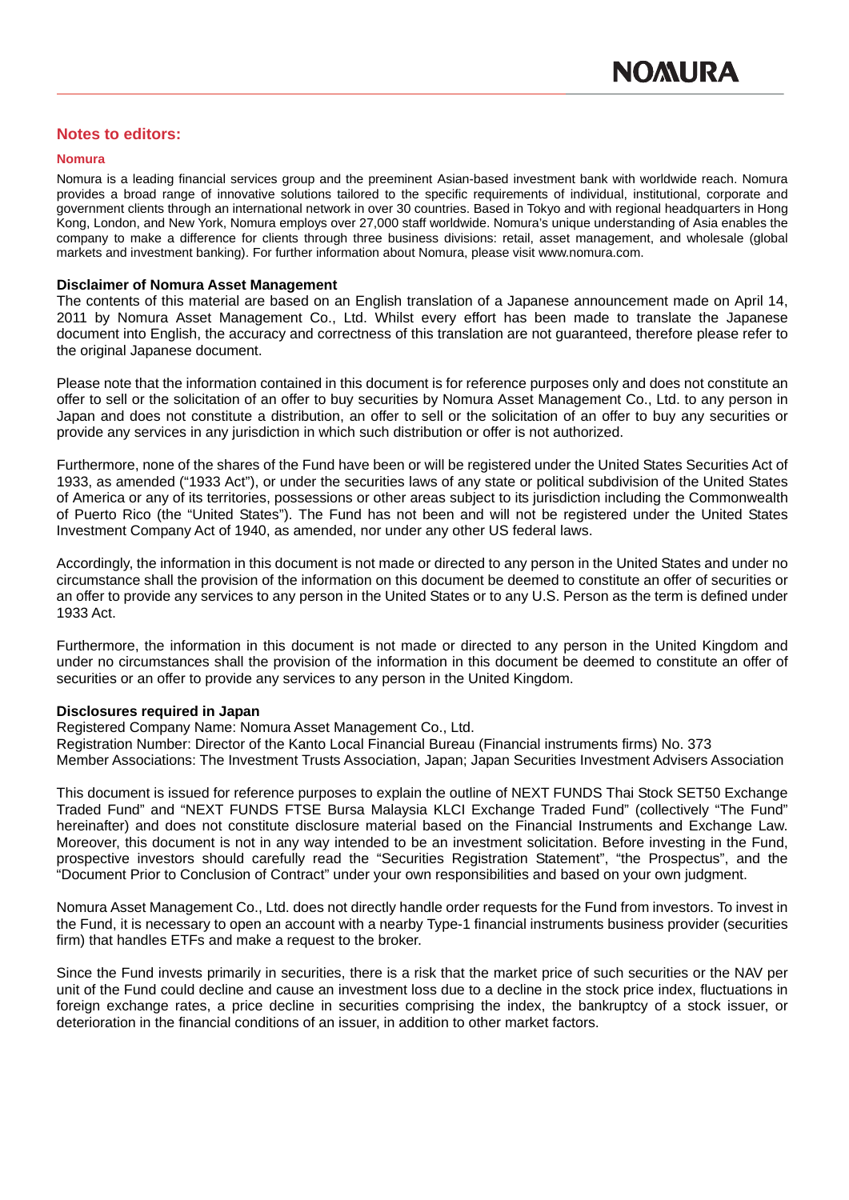## Notes to editors:

### Nomura

Nomura is a leading financial services group and the preeminent Asian-based investment bank with worldwide reach. Nomura provides a broad range of innovative solutions tailored to the specific requirements of individual, institutional, corporate and government clients through an international network in over 30 countries. Based in Tokyo and with regional headquarters in Hong Kong, London, and New York, Nomura employs over 27,000 staff worldwide. Nomura's unique understanding of Asia enables the company to make a difference for clients through three business divisions: retail, asset management, and wholesale (global markets and investment banking). For further information about Nomura, please visit www.nomura.com.

**Disclaimer of Nomura Asset Management**

The contents of this material are based on an English translation of a Japanese announcement made on April 14, 2011 by Nomura Asset Management Co., Ltd. Whilst every effort has been made to translate the Japanese document into English, the accuracy and correctness of this translation are not guaranteed, therefore please refer to the original Japanese document.

Please note that the information contained in this document is for reference purposes only and does not constitute an offer to sell or the solicitation of an offer to buy securities by Nomura Asset Management Co., Ltd. to any person in Japan and does not constitute a distribution, an offer to sell or the solicitation of an offer to buy any securities or provide any services in any jurisdiction in which such distribution or offer is not authorized.

Furthermore, none of the shares of the Fund have been or will be registered under the United States Securities Act of 1933, as amended ("1933 Act"), or under the securities laws of any state or political subdivision of the United States of America or any of its territories, possessions or other areas subject to its jurisdiction including the Commonwealth of Puerto Rico (the "United States"). The Fund has not been and will not be registered under the United States Investment Company Act of 1940, as amended, nor under any other US federal laws.

Accordingly, the information in this document is not made or directed to any person in the United States and under no circumstance shall the provision of the information on this document be deemed to constitute an offer of securities or an offer to provide any services to any person in the United States or to any U.S. Person as the term is defined under 1933 Act.

Furthermore, the information in this document is not made or directed to any person in the United Kingdom and under no circumstances shall the provision of the information in this document be deemed to constitute an offer of securities or an offer to provide any services to any person in the United Kingdom.

**Disclosures required in Japan**

Registered Company Name: Nomura Asset Management Co., Ltd.
Registration Number: Director of the Kanto Local Financial Bureau (Financial instruments firms) No. 373
Member Associations: The Investment Trusts Association, Japan; Japan Securities Investment Advisers Association

This document is issued for reference purposes to explain the outline of NEXT FUNDS Thai Stock SET50 Exchange Traded Fund" and "NEXT FUNDS FTSE Bursa Malaysia KLCI Exchange Traded Fund" (collectively "The Fund" hereinafter) and does not constitute disclosure material based on the Financial Instruments and Exchange Law. Moreover, this document is not in any way intended to be an investment solicitation. Before investing in the Fund, prospective investors should carefully read the "Securities Registration Statement", "the Prospectus", and the "Document Prior to Conclusion of Contract" under your own responsibilities and based on your own judgment.

Nomura Asset Management Co., Ltd. does not directly handle order requests for the Fund from investors. To invest in the Fund, it is necessary to open an account with a nearby Type-1 financial instruments business provider (securities firm) that handles ETFs and make a request to the broker.

Since the Fund invests primarily in securities, there is a risk that the market price of such securities or the NAV per unit of the Fund could decline and cause an investment loss due to a decline in the stock price index, fluctuations in foreign exchange rates, a price decline in securities comprising the index, the bankruptcy of a stock issuer, or deterioration in the financial conditions of an issuer, in addition to other market factors.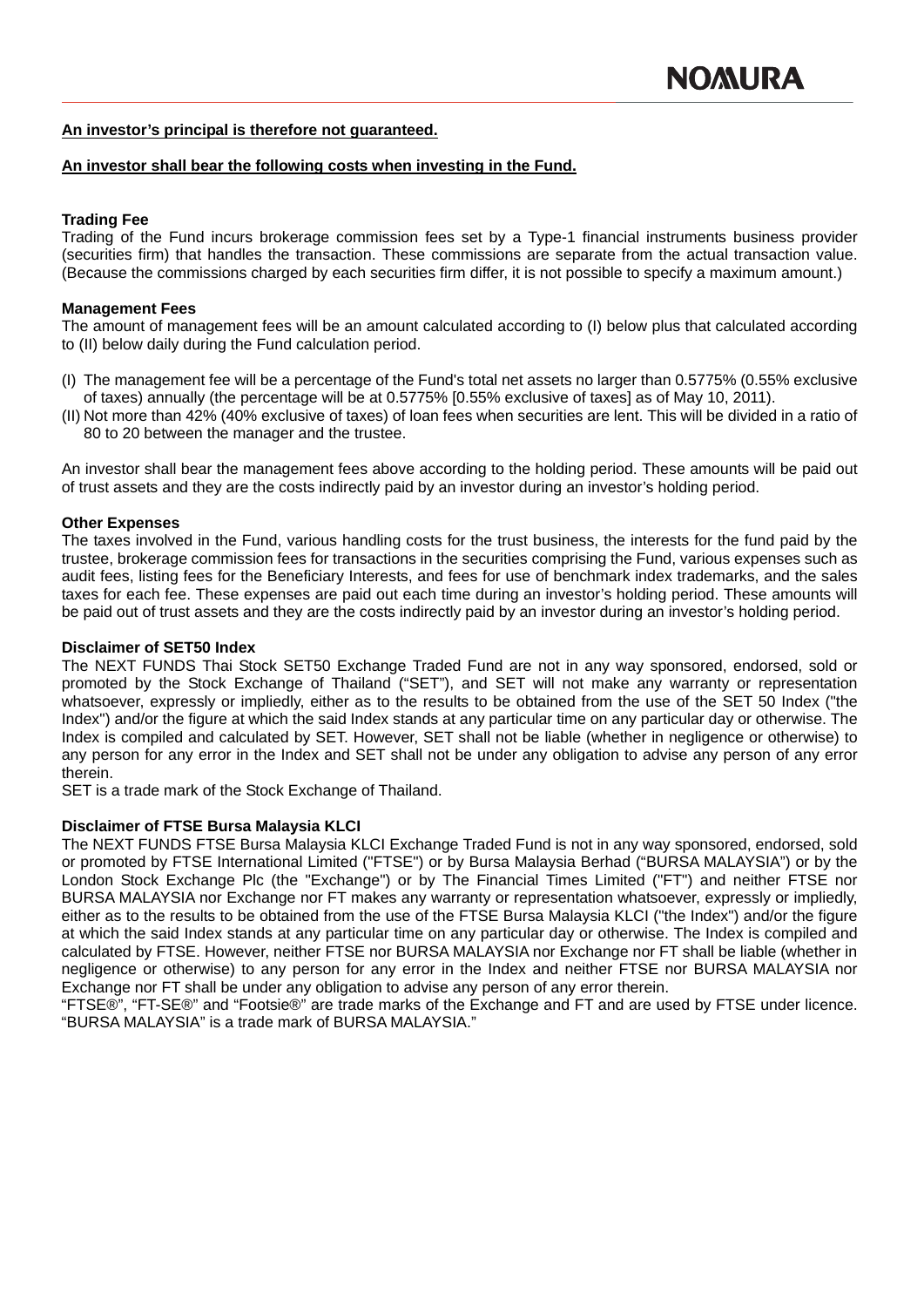**An investor's principal is therefore not guaranteed.**

**An investor shall bear the following costs when investing in the Fund.**

**Trading Fee**

Trading of the Fund incurs brokerage commission fees set by a Type-1 financial instruments business provider (securities firm) that handles the transaction. These commissions are separate from the actual transaction value. (Because the commissions charged by each securities firm differ, it is not possible to specify a maximum amount.)

**Management Fees**

The amount of management fees will be an amount calculated according to (I) below plus that calculated according to (II) below daily during the Fund calculation period.

(I) The management fee will be a percentage of the Fund's total net assets no larger than 0.5775% (0.55% exclusive of taxes) annually (the percentage will be at 0.5775% [0.55% exclusive of taxes] as of May 10, 2011).

(II) Not more than 42% (40% exclusive of taxes) of loan fees when securities are lent. This will be divided in a ratio of 80 to 20 between the manager and the trustee.

An investor shall bear the management fees above according to the holding period. These amounts will be paid out of trust assets and they are the costs indirectly paid by an investor during an investor's holding period.

**Other Expenses**

The taxes involved in the Fund, various handling costs for the trust business, the interests for the fund paid by the trustee, brokerage commission fees for transactions in the securities comprising the Fund, various expenses such as audit fees, listing fees for the Beneficiary Interests, and fees for use of benchmark index trademarks, and the sales taxes for each fee. These expenses are paid out each time during an investor's holding period. These amounts will be paid out of trust assets and they are the costs indirectly paid by an investor during an investor's holding period.

**Disclaimer of SET50 Index**

The NEXT FUNDS Thai Stock SET50 Exchange Traded Fund are not in any way sponsored, endorsed, sold or promoted by the Stock Exchange of Thailand ("SET"), and SET will not make any warranty or representation whatsoever, expressly or impliedly, either as to the results to be obtained from the use of the SET 50 Index ("the Index") and/or the figure at which the said Index stands at any particular time on any particular day or otherwise. The Index is compiled and calculated by SET. However, SET shall not be liable (whether in negligence or otherwise) to any person for any error in the Index and SET shall not be under any obligation to advise any person of any error therein.

SET is a trade mark of the Stock Exchange of Thailand.

**Disclaimer of FTSE Bursa Malaysia KLCI**

The NEXT FUNDS FTSE Bursa Malaysia KLCI Exchange Traded Fund is not in any way sponsored, endorsed, sold or promoted by FTSE International Limited ("FTSE") or by Bursa Malaysia Berhad ("BURSA MALAYSIA") or by the London Stock Exchange Plc (the "Exchange") or by The Financial Times Limited ("FT") and neither FTSE nor BURSA MALAYSIA nor Exchange nor FT makes any warranty or representation whatsoever, expressly or impliedly, either as to the results to be obtained from the use of the FTSE Bursa Malaysia KLCI ("the Index") and/or the figure at which the said Index stands at any particular time on any particular day or otherwise. The Index is compiled and calculated by FTSE. However, neither FTSE nor BURSA MALAYSIA nor Exchange nor FT shall be liable (whether in negligence or otherwise) to any person for any error in the Index and neither FTSE nor BURSA MALAYSIA nor Exchange nor FT shall be under any obligation to advise any person of any error therein.

"FTSE®", "FT-SE®" and "Footsie®" are trade marks of the Exchange and FT and are used by FTSE under licence. "BURSA MALAYSIA" is a trade mark of BURSA MALAYSIA."